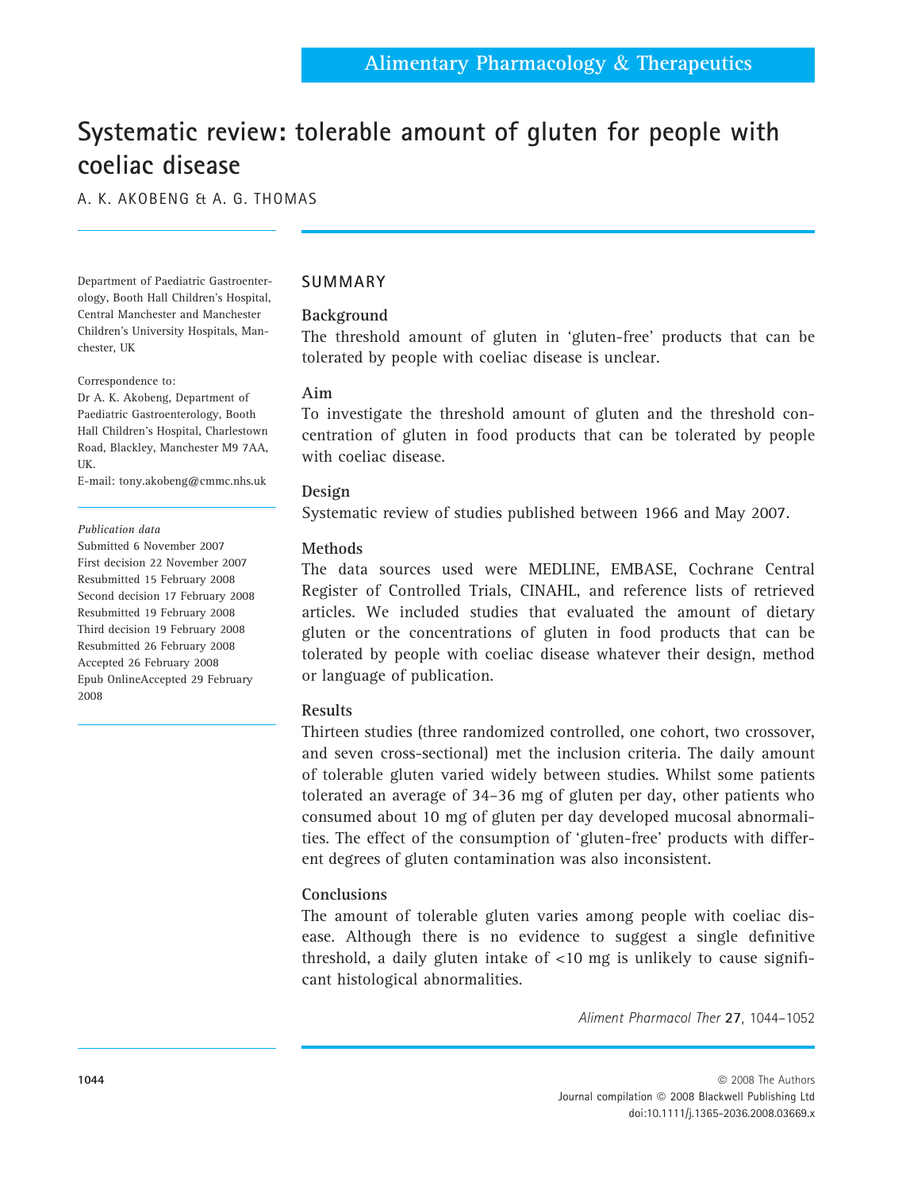# Systematic review: tolerable amount of gluten for people with coeliac disease

A. K. AKOBENG & A. G. THOMAS

Department of Paediatric Gastroenterology, Booth Hall Children's Hospital, Central Manchester and Manchester Children's University Hospitals, Manchester, UK

Correspondence to:
Dr A. K. Akobeng, Department of Paediatric Gastroenterology, Booth Hall Children's Hospital, Charlestown Road, Blackley, Manchester M9 7AA, UK.
E-mail: tony.akobeng@cmmc.nhs.uk

*Publication data*
Submitted 6 November 2007
First decision 22 November 2007
Resubmitted 15 February 2008
Second decision 17 February 2008
Resubmitted 19 February 2008
Third decision 19 February 2008
Resubmitted 26 February 2008
Accepted 26 February 2008
Epub OnlineAccepted 29 February 2008

## SUMMARY

### Background

The threshold amount of gluten in 'gluten-free' products that can be tolerated by people with coeliac disease is unclear.

### Aim

To investigate the threshold amount of gluten and the threshold concentration of gluten in food products that can be tolerated by people with coeliac disease.

### Design

Systematic review of studies published between 1966 and May 2007.

### Methods

The data sources used were MEDLINE, EMBASE, Cochrane Central Register of Controlled Trials, CINAHL, and reference lists of retrieved articles. We included studies that evaluated the amount of dietary gluten or the concentrations of gluten in food products that can be tolerated by people with coeliac disease whatever their design, method or language of publication.

### Results

Thirteen studies (three randomized controlled, one cohort, two crossover, and seven cross-sectional) met the inclusion criteria. The daily amount of tolerable gluten varied widely between studies. Whilst some patients tolerated an average of 34–36 mg of gluten per day, other patients who consumed about 10 mg of gluten per day developed mucosal abnormalities. The effect of the consumption of 'gluten-free' products with different degrees of gluten contamination was also inconsistent.

### Conclusions

The amount of tolerable gluten varies among people with coeliac disease. Although there is no evidence to suggest a single definitive threshold, a daily gluten intake of <10 mg is unlikely to cause significant histological abnormalities.

© 2008 The Authors
Journal compilation © 2008 Blackwell Publishing Ltd
doi:10.1111/j.1365-2036.2008.03669.x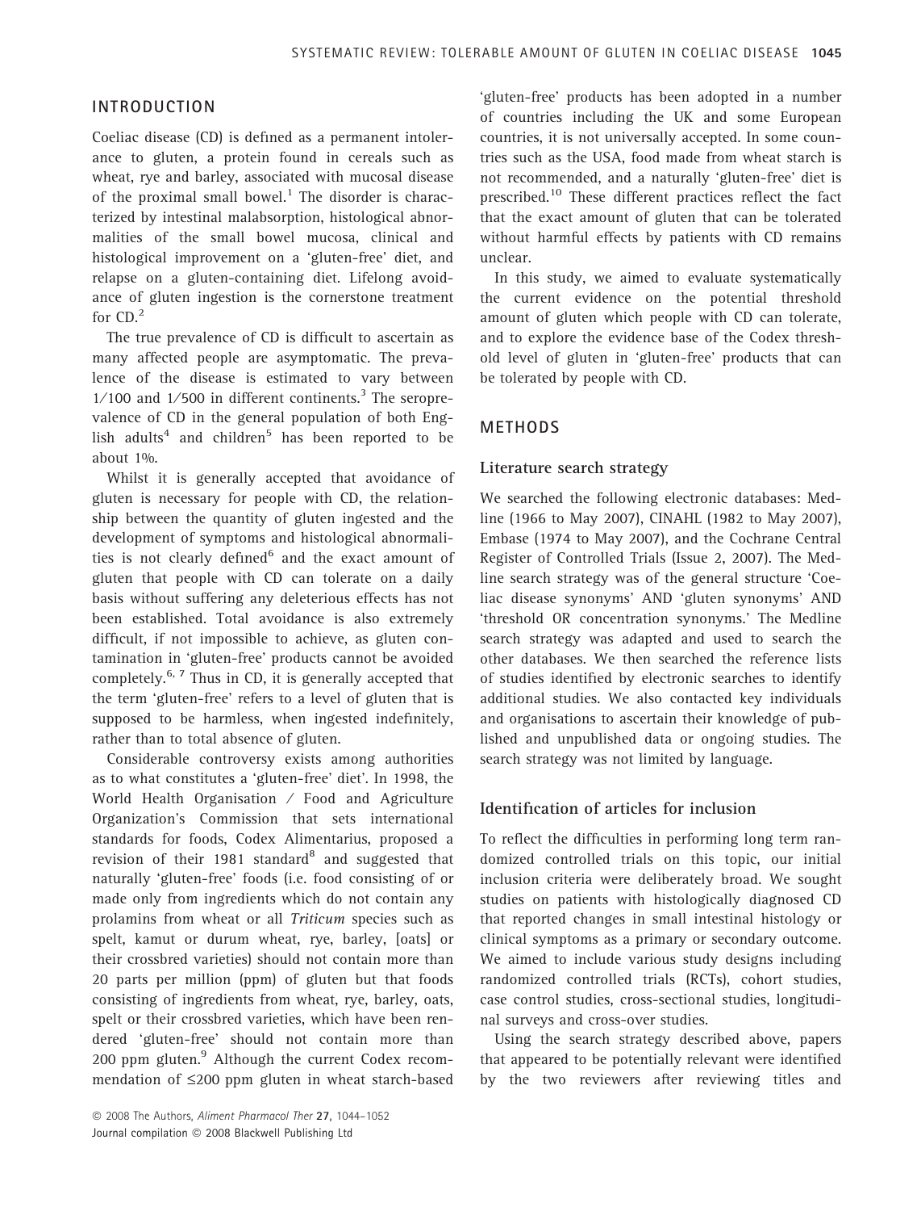## INTRODUCTION

Coeliac disease (CD) is defined as a permanent intolerance to gluten, a protein found in cereals such as wheat, rye and barley, associated with mucosal disease of the proximal small bowel.[1] The disorder is characterized by intestinal malabsorption, histological abnormalities of the small bowel mucosa, clinical and histological improvement on a 'gluten-free' diet, and relapse on a gluten-containing diet. Lifelong avoidance of gluten ingestion is the cornerstone treatment for CD.[2]

The true prevalence of CD is difficult to ascertain as many affected people are asymptomatic. The prevalence of the disease is estimated to vary between 1/100 and 1/500 in different continents.[3] The seroprevalence of CD in the general population of both English adults[4] and children[5] has been reported to be about 1%.

Whilst it is generally accepted that avoidance of gluten is necessary for people with CD, the relationship between the quantity of gluten ingested and the development of symptoms and histological abnormalities is not clearly defined[6] and the exact amount of gluten that people with CD can tolerate on a daily basis without suffering any deleterious effects has not been established. Total avoidance is also extremely difficult, if not impossible to achieve, as gluten contamination in 'gluten-free' products cannot be avoided completely.[6, 7] Thus in CD, it is generally accepted that the term 'gluten-free' refers to a level of gluten that is supposed to be harmless, when ingested indefinitely, rather than to total absence of gluten.

Considerable controversy exists among authorities as to what constitutes a 'gluten-free' diet'. In 1998, the World Health Organisation / Food and Agriculture Organization's Commission that sets international standards for foods, Codex Alimentarius, proposed a revision of their 1981 standard[8] and suggested that naturally 'gluten-free' foods (i.e. food consisting of or made only from ingredients which do not contain any prolamins from wheat or all *Triticum* species such as spelt, kamut or durum wheat, rye, barley, [oats] or their crossbred varieties) should not contain more than 20 parts per million (ppm) of gluten but that foods consisting of ingredients from wheat, rye, barley, oats, spelt or their crossbred varieties, which have been rendered 'gluten-free' should not contain more than 200 ppm gluten.[9] Although the current Codex recommendation of ≤200 ppm gluten in wheat starch-based 'gluten-free' products has been adopted in a number of countries including the UK and some European countries, it is not universally accepted. In some countries such as the USA, food made from wheat starch is not recommended, and a naturally 'gluten-free' diet is prescribed.[10] These different practices reflect the fact that the exact amount of gluten that can be tolerated without harmful effects by patients with CD remains unclear.

In this study, we aimed to evaluate systematically the current evidence on the potential threshold amount of gluten which people with CD can tolerate, and to explore the evidence base of the Codex threshold level of gluten in 'gluten-free' products that can be tolerated by people with CD.

## METHODS

### Literature search strategy

We searched the following electronic databases: Medline (1966 to May 2007), CINAHL (1982 to May 2007), Embase (1974 to May 2007), and the Cochrane Central Register of Controlled Trials (Issue 2, 2007). The Medline search strategy was of the general structure 'Coeliac disease synonyms' AND 'gluten synonyms' AND 'threshold OR concentration synonyms.' The Medline search strategy was adapted and used to search the other databases. We then searched the reference lists of studies identified by electronic searches to identify additional studies. We also contacted key individuals and organisations to ascertain their knowledge of published and unpublished data or ongoing studies. The search strategy was not limited by language.

### Identification of articles for inclusion

To reflect the difficulties in performing long term randomized controlled trials on this topic, our initial inclusion criteria were deliberately broad. We sought studies on patients with histologically diagnosed CD that reported changes in small intestinal histology or clinical symptoms as a primary or secondary outcome. We aimed to include various study designs including randomized controlled trials (RCTs), cohort studies, case control studies, cross-sectional studies, longitudinal surveys and cross-over studies.

Using the search strategy described above, papers that appeared to be potentially relevant were identified by the two reviewers after reviewing titles and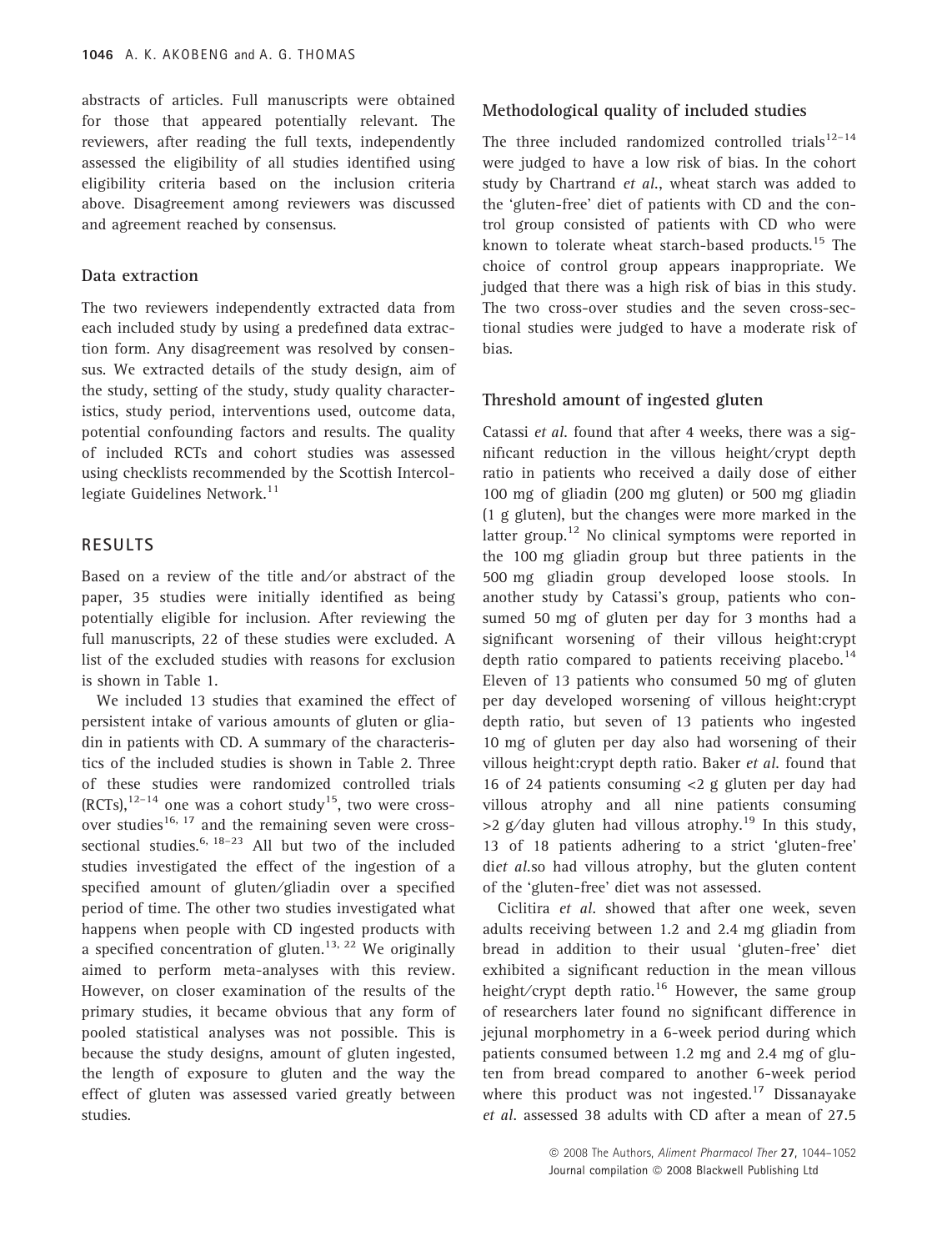abstracts of articles. Full manuscripts were obtained for those that appeared potentially relevant. The reviewers, after reading the full texts, independently assessed the eligibility of all studies identified using eligibility criteria based on the inclusion criteria above. Disagreement among reviewers was discussed and agreement reached by consensus.

### Data extraction

The two reviewers independently extracted data from each included study by using a predefined data extraction form. Any disagreement was resolved by consensus. We extracted details of the study design, aim of the study, setting of the study, study quality characteristics, study period, interventions used, outcome data, potential confounding factors and results. The quality of included RCTs and cohort studies was assessed using checklists recommended by the Scottish Intercollegiate Guidelines Network.[11]

## RESULTS

Based on a review of the title and/or abstract of the paper, 35 studies were initially identified as being potentially eligible for inclusion. After reviewing the full manuscripts, 22 of these studies were excluded. A list of the excluded studies with reasons for exclusion is shown in Table 1.

We included 13 studies that examined the effect of persistent intake of various amounts of gluten or gliadin in patients with CD. A summary of the characteristics of the included studies is shown in Table 2. Three of these studies were randomized controlled trials (RCTs),[12–14] one was a cohort study[15], two were cross-over studies[16, 17] and the remaining seven were cross-sectional studies.[6, 18–23] All but two of the included studies investigated the effect of the ingestion of a specified amount of gluten/gliadin over a specified period of time. The other two studies investigated what happens when people with CD ingested products with a specified concentration of gluten.[13, 22] We originally aimed to perform meta-analyses with this review. However, on closer examination of the results of the primary studies, it became obvious that any form of pooled statistical analyses was not possible. This is because the study designs, amount of gluten ingested, the length of exposure to gluten and the way the effect of gluten was assessed varied greatly between studies.

### Methodological quality of included studies

The three included randomized controlled trials[12–14] were judged to have a low risk of bias. In the cohort study by Chartrand *et al.*, wheat starch was added to the 'gluten-free' diet of patients with CD and the control group consisted of patients with CD who were known to tolerate wheat starch-based products.[15] The choice of control group appears inappropriate. We judged that there was a high risk of bias in this study. The two cross-over studies and the seven cross-sectional studies were judged to have a moderate risk of bias.

### Threshold amount of ingested gluten

Catassi *et al.* found that after 4 weeks, there was a significant reduction in the villous height/crypt depth ratio in patients who received a daily dose of either 100 mg of gliadin (200 mg gluten) or 500 mg gliadin (1 g gluten), but the changes were more marked in the latter group.[12] No clinical symptoms were reported in the 100 mg gliadin group but three patients in the 500 mg gliadin group developed loose stools. In another study by Catassi's group, patients who consumed 50 mg of gluten per day for 3 months had a significant worsening of their villous height:crypt depth ratio compared to patients receiving placebo.[14] Eleven of 13 patients who consumed 50 mg of gluten per day developed worsening of villous height:crypt depth ratio, but seven of 13 patients who ingested 10 mg of gluten per day also had worsening of their villous height:crypt depth ratio. Baker *et al.* found that 16 of 24 patients consuming <2 g gluten per day had villous atrophy and all nine patients consuming >2 g/day gluten had villous atrophy.[19] In this study, 13 of 18 patients adhering to a strict 'gluten-free' di*et al.*so had villous atrophy, but the gluten content of the 'gluten-free' diet was not assessed.

Ciclitira *et al.* showed that after one week, seven adults receiving between 1.2 and 2.4 mg gliadin from bread in addition to their usual 'gluten-free' diet exhibited a significant reduction in the mean villous height/crypt depth ratio.[16] However, the same group of researchers later found no significant difference in jejunal morphometry in a 6-week period during which patients consumed between 1.2 mg and 2.4 mg of gluten from bread compared to another 6-week period where this product was not ingested.[17] Dissanayake *et al.* assessed 38 adults with CD after a mean of 27.5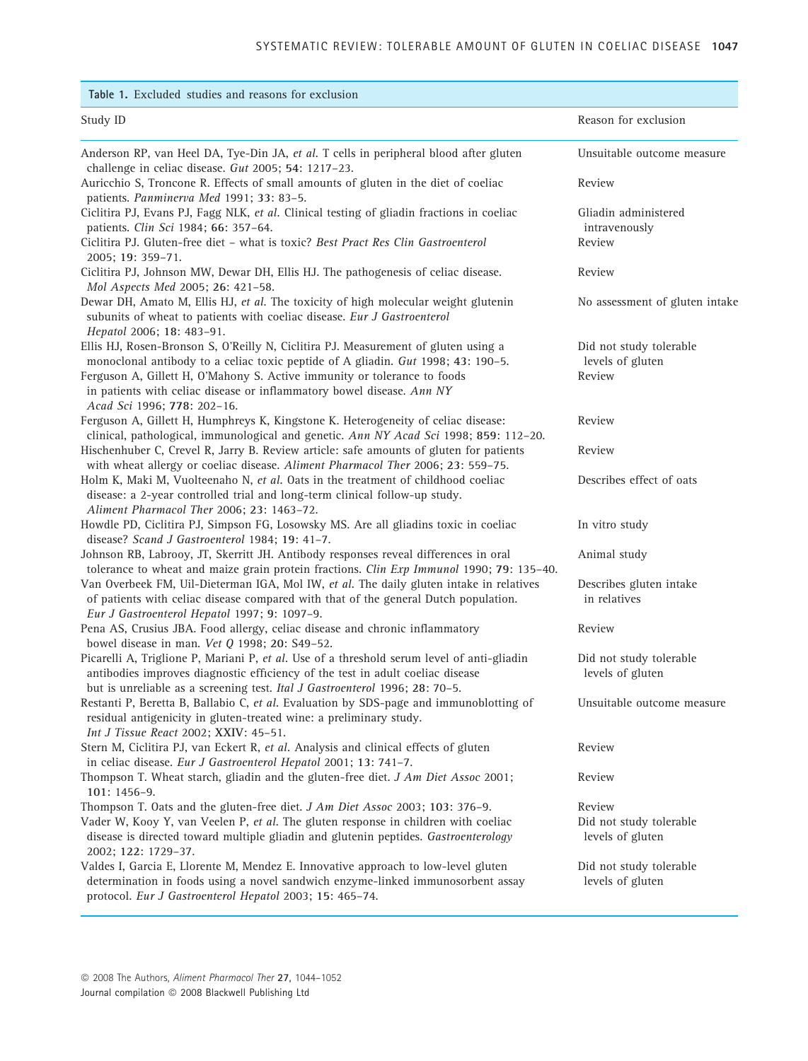**Table 1.** Excluded studies and reasons for exclusion

| Study ID | Reason for exclusion |
|---|---|
| Anderson RP, van Heel DA, Tye-Din JA, *et al.* T cells in peripheral blood after gluten challenge in celiac disease. *Gut* 2005; **54**: 1217–23. | Unsuitable outcome measure |
| Auricchio S, Troncone R. Effects of small amounts of gluten in the diet of coeliac patients. *Panminerva Med* 1991; **33**: 83–5. | Review |
| Ciclitira PJ, Evans PJ, Fagg NLK, *et al.* Clinical testing of gliadin fractions in coeliac patients. *Clin Sci* 1984; **66**: 357–64. | Gliadin administered intravenously |
| Ciclitira PJ. Gluten-free diet – what is toxic? *Best Pract Res Clin Gastroenterol* 2005; **19**: 359–71. | Review |
| Ciclitira PJ, Johnson MW, Dewar DH, Ellis HJ. The pathogenesis of celiac disease. *Mol Aspects Med* 2005; **26**: 421–58. | Review |
| Dewar DH, Amato M, Ellis HJ, *et al.* The toxicity of high molecular weight glutenin subunits of wheat to patients with coeliac disease. *Eur J Gastroenterol Hepatol* 2006; **18**: 483–91. | No assessment of gluten intake |
| Ellis HJ, Rosen-Bronson S, O'Reilly N, Ciclitira PJ. Measurement of gluten using a monoclonal antibody to a celiac toxic peptide of A gliadin. *Gut* 1998; **43**: 190–5. | Did not study tolerable levels of gluten |
| Ferguson A, Gillett H, O'Mahony S. Active immunity or tolerance to foods in patients with celiac disease or inflammatory bowel disease. *Ann NY Acad Sci* 1996; **778**: 202–16. | Review |
| Ferguson A, Gillett H, Humphreys K, Kingstone K. Heterogeneity of celiac disease: clinical, pathological, immunological and genetic. *Ann NY Acad Sci* 1998; **859**: 112–20. | Review |
| Hischenhuber C, Crevel R, Jarry B. Review article: safe amounts of gluten for patients with wheat allergy or coeliac disease. *Aliment Pharmacol Ther* 2006; **23**: 559–75. | Review |
| Holm K, Maki M, Vuolteenaho N, *et al.* Oats in the treatment of childhood coeliac disease: a 2-year controlled trial and long-term clinical follow-up study. *Aliment Pharmacol Ther* 2006; **23**: 1463–72. | Describes effect of oats |
| Howdle PD, Ciclitira PJ, Simpson FG, Losowsky MS. Are all gliadins toxic in coeliac disease? *Scand J Gastroenterol* 1984; **19**: 41–7. | In vitro study |
| Johnson RB, Labrooy, JT, Skerritt JH. Antibody responses reveal differences in oral tolerance to wheat and maize grain protein fractions. *Clin Exp Immunol* 1990; **79**: 135–40. | Animal study |
| Van Overbeek FM, Uil-Dieterman IGA, Mol IW, *et al.* The daily gluten intake in relatives of patients with celiac disease compared with that of the general Dutch population. *Eur J Gastroenterol Hepatol* 1997; **9**: 1097–9. | Describes gluten intake in relatives |
| Pena AS, Crusius JBA. Food allergy, celiac disease and chronic inflammatory bowel disease in man. *Vet Q* 1998; **20**: S49–52. | Review |
| Picarelli A, Triglione P, Mariani P, *et al.* Use of a threshold serum level of anti-gliadin antibodies improves diagnostic efficiency of the test in adult coeliac disease but is unreliable as a screening test. *Ital J Gastroenterol* 1996; **28**: 70–5. | Did not study tolerable levels of gluten |
| Restanti P, Beretta B, Ballabio C, *et al.* Evaluation by SDS-page and immunoblotting of residual antigenicity in gluten-treated wine: a preliminary study. *Int J Tissue React* 2002; **XXIV**: 45–51. | Unsuitable outcome measure |
| Stern M, Ciclitira PJ, van Eckert R, *et al.* Analysis and clinical effects of gluten in celiac disease. *Eur J Gastroenterol Hepatol* 2001; **13**: 741–7. | Review |
| Thompson T. Wheat starch, gliadin and the gluten-free diet. *J Am Diet Assoc* 2001; **101**: 1456–9. | Review |
| Thompson T. Oats and the gluten-free diet. *J Am Diet Assoc* 2003; **103**: 376–9. | Review |
| Vader W, Kooy Y, van Veelen P, *et al.* The gluten response in children with coeliac disease is directed toward multiple gliadin and glutenin peptides. *Gastroenterology* 2002; **122**: 1729–37. | Did not study tolerable levels of gluten |
| Valdes I, Garcia E, Llorente M, Mendez E. Innovative approach to low-level gluten determination in foods using a novel sandwich enzyme-linked immunosorbent assay protocol. *Eur J Gastroenterol Hepatol* 2003; **15**: 465–74. | Did not study tolerable levels of gluten |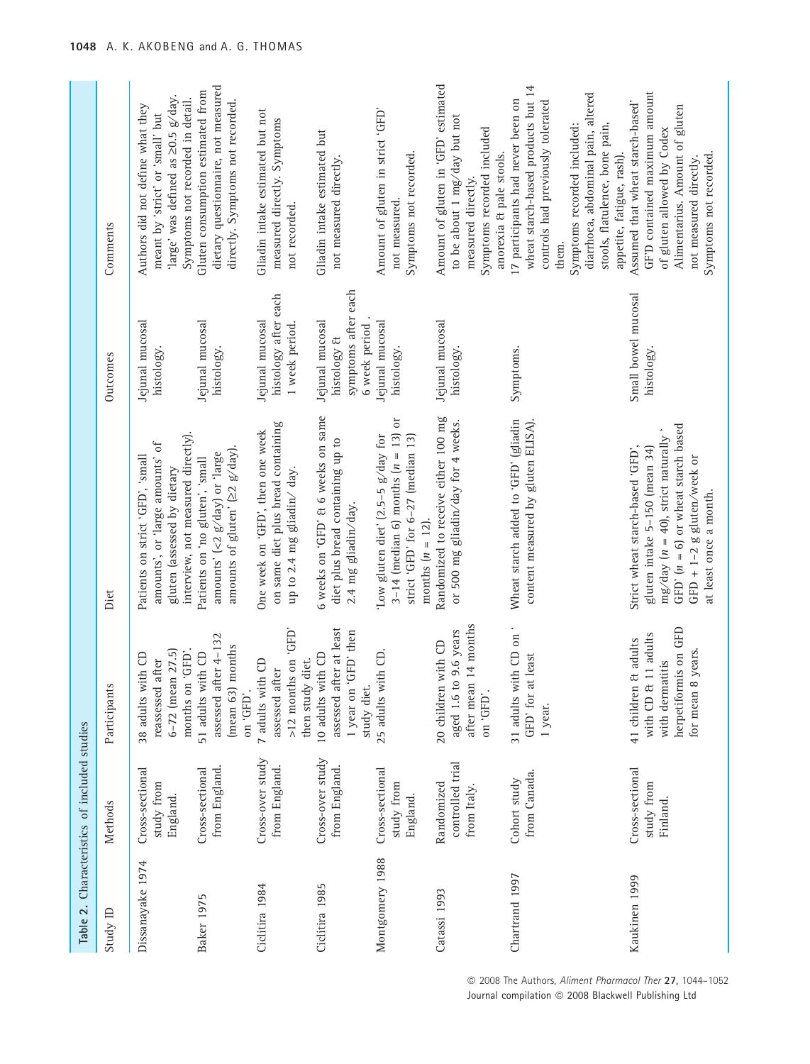**Table 2.** Characteristics of included studies

| Study ID | Methods | Participants | Diet | Outcomes | Comments |
|---|---|---|---|---|---|
| Dissanayake 1974 | Cross-sectional study from England. | 38 adults with CD reassessed after 6–72 (mean 27.5) months on 'GFD'. | Patients on strict 'GFD', 'small amounts', or 'large amounts' of gluten (assessed by dietary interview, not measured directly). | Jejunal mucosal histology. | Authors did not define what they meant by 'strict' or 'small' but 'large' was defined as ≥0.5 g/day. Symptoms not recorded in detail. |
| Baker 1975 | Cross-sectional from England. | 51 adults with CD assessed after 4–132 (mean 63) months on 'GFD'. | Patients on 'no gluten', 'small amounts' (<2 g/day) or 'large amounts of gluten' (≥2 g/day). | Jejunal mucosal histology. | Gluten consumption estimated from dietary questionnaire, not measured directly. Symptoms not recorded. |
| Ciclitira 1984 | Cross-over study from England. | 7 adults with CD assessed after >12 months on 'GFD' then study diet. | One week on 'GFD', then one week on same diet plus bread containing up to 2.4 mg gliadin/ day. | Jejunal mucosal histology after each 1 week period. | Gliadin intake estimated but not measured directly. Symptoms not recorded. |
| Ciclitira 1985 | Cross-over study from England. | 10 adults with CD assessed after at least 1 year on 'GFD' then study diet. | 6 weeks on 'GFD' & 6 weeks on same diet plus bread containing up to 2.4 mg gliadin/day. | Jejunal mucosal histology & symptoms after each 6 week period . | Gliadin intake estimated but not measured directly. |
| Montgomery 1988 | Cross-sectional study from England. | 25 adults with CD. | 'Low gluten diet' (2.5–5 g/day for 3–14 (median 6) months ($n = 13$) or strict 'GFD' for 6–27 (median 13) months ($n = 12$). | Jejunal mucosal histology. | Amount of gluten in strict 'GFD' not measured. Symptoms not recorded. |
| Catassi 1993 | Randomized controlled trial from Italy. | 20 children with CD aged 1.6 to 9.6 years after mean 14 months on 'GFD'. | Randomized to receive either 100 mg or 500 mg gliadin/day for 4 weeks. | Jejunal mucosal histology. | Amount of gluten in 'GFD' estimated to be about 1 mg/day but not measured directly. Symptoms recorded included anorexia & pale stools. |
| Chartrand 1997 | Cohort study from Canada. | 31 adults with CD on ' GFD' for at least 1 year. | Wheat starch added to 'GFD' (gliadin content measured by gluten ELISA). | Symptoms. | 17 participants had never been on wheat starch-based products but 14 controls had previously tolerated them. Symptoms recorded included: diarrhoea, abdominal pain, altered stools, flatulence, bone pain, appetite, fatigue, rash). |
| Kaukinen 1999 | Cross-sectional study from Finland. | 41 children & adults with CD & 11 adults with dermatitis herpetiformis on GFD for mean 8 years. | Strict wheat starch-based 'GFD', gluten intake 5–150 (mean 34) mg/day ($n = 40$), strict naturally ' GFD' ($n = 6$) or wheat starch based GFD + 1–2 g gluten/week or at least once a month. | Small bowel mucosal histology. | Assumed that wheat starch-based' GFD contained maximum amount of gluten allowed by Codex Alimentarius. Amount of gluten not measured directly. Symptoms not recorded. |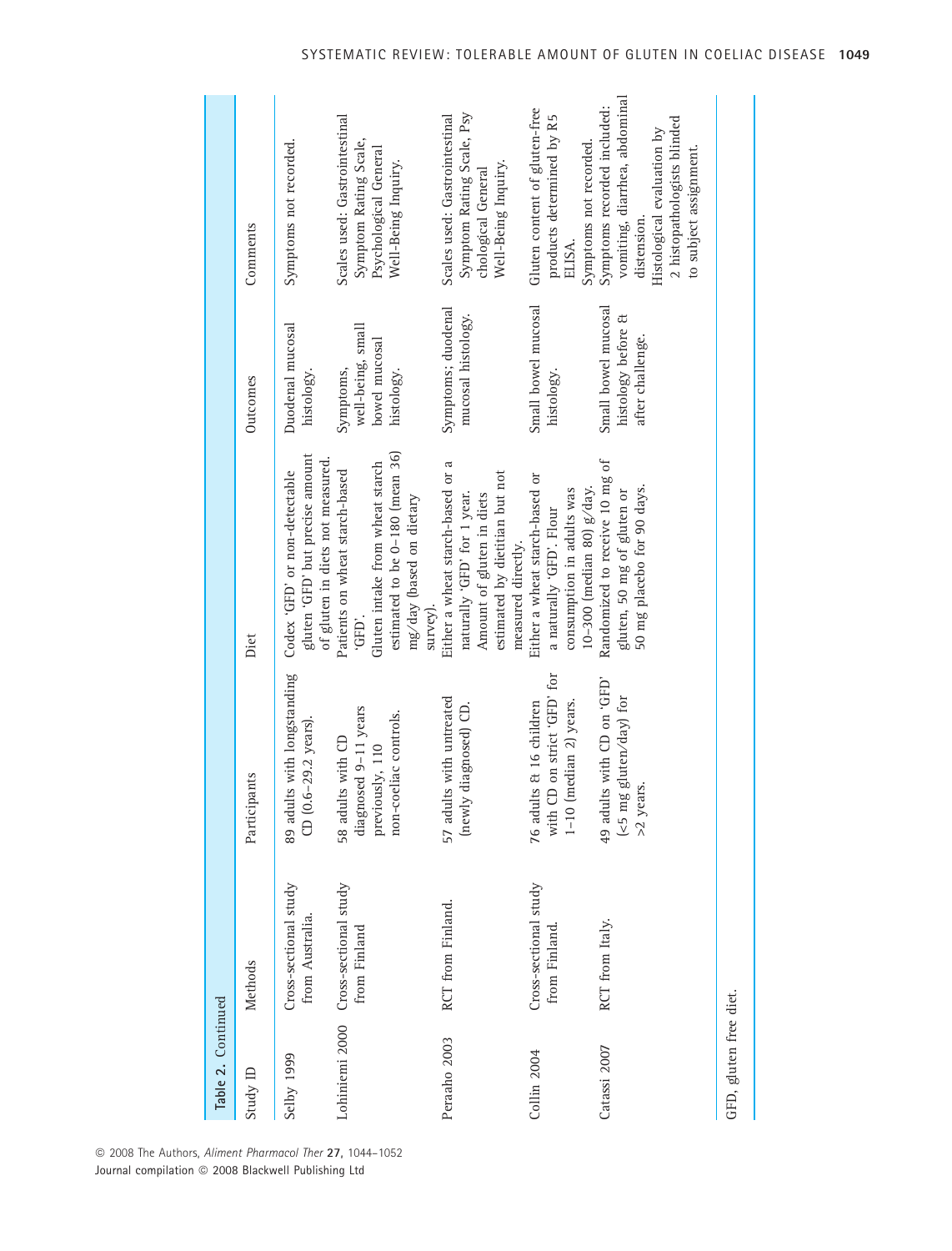Table 2. Continued

| Study ID | Methods | Participants | Diet | Outcomes | Comments |
|---|---|---|---|---|---|
| Selby 1999 | Cross-sectional study from Australia. | 89 adults with longstanding CD (0.6–29.2 years). | Codex 'GFD' or non-detectable gluten 'GFD' but precise amount of gluten in diets not measured. | Duodenal mucosal histology. | Symptoms not recorded. |
| Lohiniemi 2000 | Cross-sectional study from Finland | 58 adults with CD diagnosed 9–11 years previously, 110 non-coeliac controls. | Patients on wheat starch-based 'GFD'. Gluten intake from wheat starch estimated to be 0–180 (mean 36) mg/day (based on dietary survey). | Symptoms, well-being, small bowel mucosal histology. | Scales used: Gastrointestinal Symptom Rating Scale, Psychological General Well-Being Inquiry. |
| Peraaho 2003 | RCT from Finland. | 57 adults with untreated (newly diagnosed) CD. | Either a wheat starch-based or a naturally 'GFD' for 1 year. Amount of gluten in diets estimated by dietitian but not measured directly. | Symptoms; duodenal mucosal histology. | Scales used: Gastrointestinal Symptom Rating Scale, Psychological General Well-Being Inquiry. |
| Collin 2004 | Cross-sectional study from Finland. | 76 adults & 16 children with CD on strict 'GFD' for 1–10 (median 2) years. | Either a wheat starch-based or a naturally 'GFD'. Flour consumption in adults was 10–300 (median 80) g/day. | Small bowel mucosal histology. | Gluten content of gluten-free products determined by R5 ELISA. Symptoms not recorded. |
| Catassi 2007 | RCT from Italy. | 49 adults with CD on 'GFD' (<5 mg gluten/day) for >2 years. | Randomized to receive 10 mg of gluten, 50 mg of gluten or 50 mg placebo for 90 days. | Small bowel mucosal histology before & after challenge. | Symptoms recorded included: vomiting, diarrhea, abdominal distension. Histological evaluation by 2 histopathologists blinded to subject assignment. |

GFD, gluten free diet.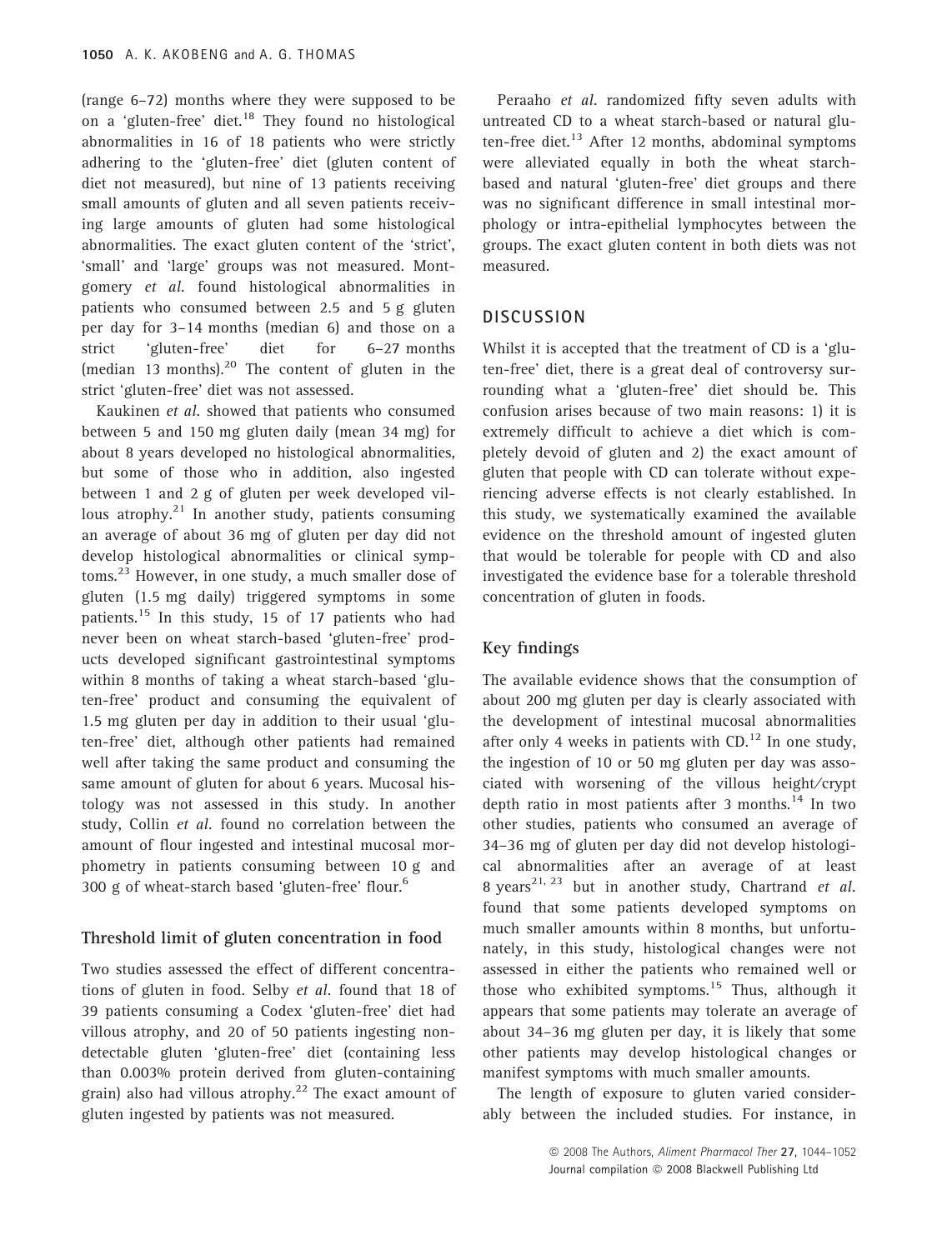(range 6–72) months where they were supposed to be on a 'gluten-free' diet.[18] They found no histological abnormalities in 16 of 18 patients who were strictly adhering to the 'gluten-free' diet (gluten content of diet not measured), but nine of 13 patients receiving small amounts of gluten and all seven patients receiving large amounts of gluten had some histological abnormalities. The exact gluten content of the 'strict', 'small' and 'large' groups was not measured. Montgomery *et al.* found histological abnormalities in patients who consumed between 2.5 and 5 g gluten per day for 3–14 months (median 6) and those on a strict 'gluten-free' diet for 6–27 months (median 13 months).[20] The content of gluten in the strict 'gluten-free' diet was not assessed.

Kaukinen *et al.* showed that patients who consumed between 5 and 150 mg gluten daily (mean 34 mg) for about 8 years developed no histological abnormalities, but some of those who in addition, also ingested between 1 and 2 g of gluten per week developed villous atrophy.[21] In another study, patients consuming an average of about 36 mg of gluten per day did not develop histological abnormalities or clinical symptoms.[23] However, in one study, a much smaller dose of gluten (1.5 mg daily) triggered symptoms in some patients.[15] In this study, 15 of 17 patients who had never been on wheat starch-based 'gluten-free' products developed significant gastrointestinal symptoms within 8 months of taking a wheat starch-based 'gluten-free' product and consuming the equivalent of 1.5 mg gluten per day in addition to their usual 'gluten-free' diet, although other patients had remained well after taking the same product and consuming the same amount of gluten for about 6 years. Mucosal histology was not assessed in this study. In another study, Collin *et al.* found no correlation between the amount of flour ingested and intestinal mucosal morphometry in patients consuming between 10 g and 300 g of wheat-starch based 'gluten-free' flour.[6]

### Threshold limit of gluten concentration in food

Two studies assessed the effect of different concentrations of gluten in food. Selby *et al.* found that 18 of 39 patients consuming a Codex 'gluten-free' diet had villous atrophy, and 20 of 50 patients ingesting non-detectable gluten 'gluten-free' diet (containing less than 0.003% protein derived from gluten-containing grain) also had villous atrophy.[22] The exact amount of gluten ingested by patients was not measured.

Peraaho *et al.* randomized fifty seven adults with untreated CD to a wheat starch-based or natural gluten-free diet.[13] After 12 months, abdominal symptoms were alleviated equally in both the wheat starch-based and natural 'gluten-free' diet groups and there was no significant difference in small intestinal morphology or intra-epithelial lymphocytes between the groups. The exact gluten content in both diets was not measured.

## DISCUSSION

Whilst it is accepted that the treatment of CD is a 'gluten-free' diet, there is a great deal of controversy surrounding what a 'gluten-free' diet should be. This confusion arises because of two main reasons: 1) it is extremely difficult to achieve a diet which is completely devoid of gluten and 2) the exact amount of gluten that people with CD can tolerate without experiencing adverse effects is not clearly established. In this study, we systematically examined the available evidence on the threshold amount of ingested gluten that would be tolerable for people with CD and also investigated the evidence base for a tolerable threshold concentration of gluten in foods.

### Key findings

The available evidence shows that the consumption of about 200 mg gluten per day is clearly associated with the development of intestinal mucosal abnormalities after only 4 weeks in patients with CD.[12] In one study, the ingestion of 10 or 50 mg gluten per day was associated with worsening of the villous height/crypt depth ratio in most patients after 3 months.[14] In two other studies, patients who consumed an average of 34–36 mg of gluten per day did not develop histological abnormalities after an average of at least 8 years[21, 23] but in another study, Chartrand *et al.* found that some patients developed symptoms on much smaller amounts within 8 months, but unfortunately, in this study, histological changes were not assessed in either the patients who remained well or those who exhibited symptoms.[15] Thus, although it appears that some patients may tolerate an average of about 34–36 mg gluten per day, it is likely that some other patients may develop histological changes or manifest symptoms with much smaller amounts.

The length of exposure to gluten varied considerably between the included studies. For instance, in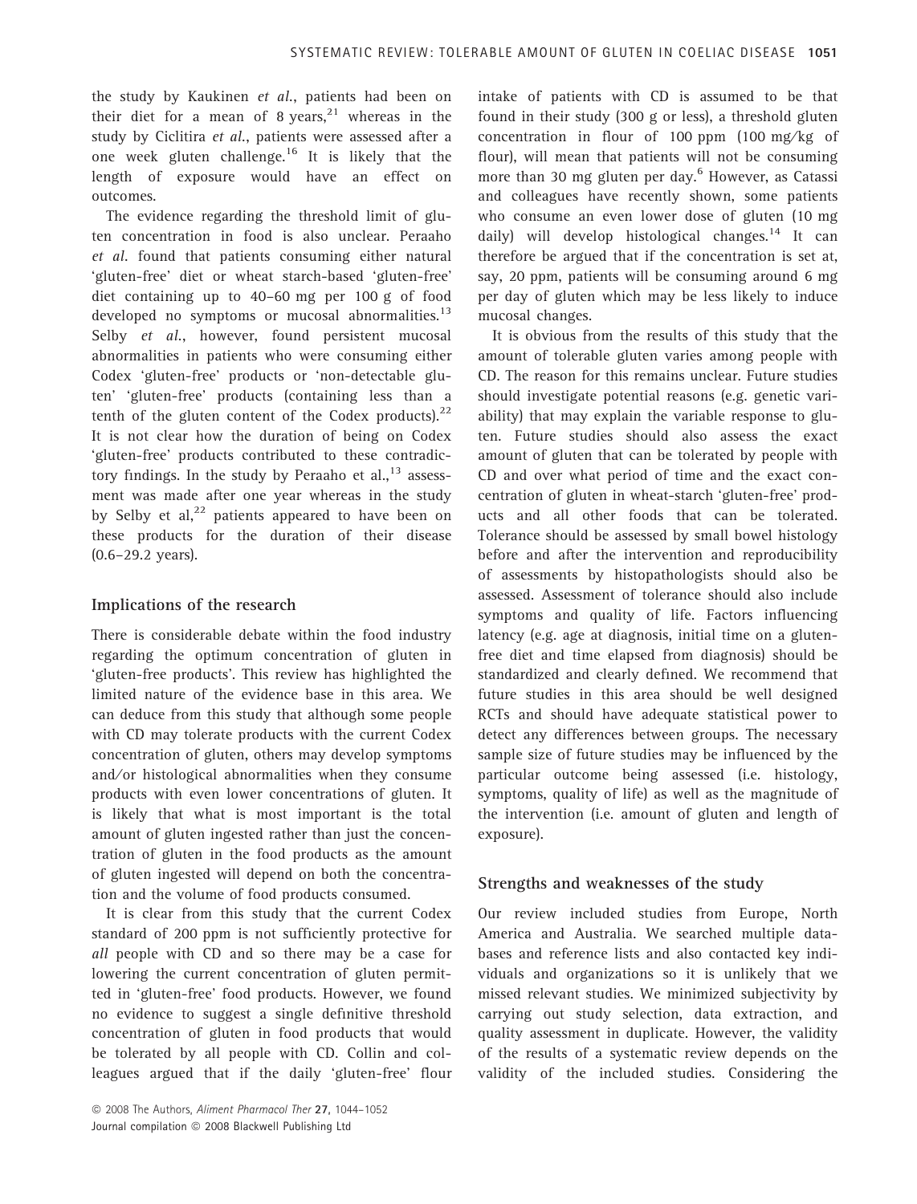the study by Kaukinen *et al.*, patients had been on their diet for a mean of 8 years,[21] whereas in the study by Ciclitira *et al.*, patients were assessed after a one week gluten challenge.[16] It is likely that the length of exposure would have an effect on outcomes.

The evidence regarding the threshold limit of gluten concentration in food is also unclear. Peraaho *et al.* found that patients consuming either natural 'gluten-free' diet or wheat starch-based 'gluten-free' diet containing up to 40–60 mg per 100 g of food developed no symptoms or mucosal abnormalities.[13] Selby *et al.*, however, found persistent mucosal abnormalities in patients who were consuming either Codex 'gluten-free' products or 'non-detectable gluten' 'gluten-free' products (containing less than a tenth of the gluten content of the Codex products).[22] It is not clear how the duration of being on Codex 'gluten-free' products contributed to these contradictory findings. In the study by Peraaho et al.,[13] assessment was made after one year whereas in the study by Selby et al,[22] patients appeared to have been on these products for the duration of their disease (0.6–29.2 years).

## Implications of the research

There is considerable debate within the food industry regarding the optimum concentration of gluten in 'gluten-free products'. This review has highlighted the limited nature of the evidence base in this area. We can deduce from this study that although some people with CD may tolerate products with the current Codex concentration of gluten, others may develop symptoms and/or histological abnormalities when they consume products with even lower concentrations of gluten. It is likely that what is most important is the total amount of gluten ingested rather than just the concentration of gluten in the food products as the amount of gluten ingested will depend on both the concentration and the volume of food products consumed.

It is clear from this study that the current Codex standard of 200 ppm is not sufficiently protective for *all* people with CD and so there may be a case for lowering the current concentration of gluten permitted in 'gluten-free' food products. However, we found no evidence to suggest a single definitive threshold concentration of gluten in food products that would be tolerated by all people with CD. Collin and colleagues argued that if the daily 'gluten-free' flour intake of patients with CD is assumed to be that found in their study (300 g or less), a threshold gluten concentration in flour of 100 ppm (100 mg/kg of flour), will mean that patients will not be consuming more than 30 mg gluten per day.[6] However, as Catassi and colleagues have recently shown, some patients who consume an even lower dose of gluten (10 mg daily) will develop histological changes.[14] It can therefore be argued that if the concentration is set at, say, 20 ppm, patients will be consuming around 6 mg per day of gluten which may be less likely to induce mucosal changes.

It is obvious from the results of this study that the amount of tolerable gluten varies among people with CD. The reason for this remains unclear. Future studies should investigate potential reasons (e.g. genetic variability) that may explain the variable response to gluten. Future studies should also assess the exact amount of gluten that can be tolerated by people with CD and over what period of time and the exact concentration of gluten in wheat-starch 'gluten-free' products and all other foods that can be tolerated. Tolerance should be assessed by small bowel histology before and after the intervention and reproducibility of assessments by histopathologists should also be assessed. Assessment of tolerance should also include symptoms and quality of life. Factors influencing latency (e.g. age at diagnosis, initial time on a gluten-free diet and time elapsed from diagnosis) should be standardized and clearly defined. We recommend that future studies in this area should be well designed RCTs and should have adequate statistical power to detect any differences between groups. The necessary sample size of future studies may be influenced by the particular outcome being assessed (i.e. histology, symptoms, quality of life) as well as the magnitude of the intervention (i.e. amount of gluten and length of exposure).

## Strengths and weaknesses of the study

Our review included studies from Europe, North America and Australia. We searched multiple databases and reference lists and also contacted key individuals and organizations so it is unlikely that we missed relevant studies. We minimized subjectivity by carrying out study selection, data extraction, and quality assessment in duplicate. However, the validity of the results of a systematic review depends on the validity of the included studies. Considering the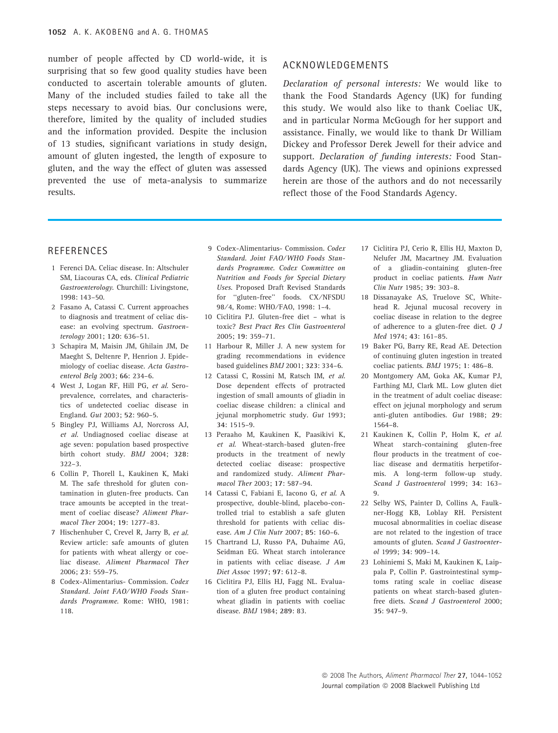number of people affected by CD world-wide, it is surprising that so few good quality studies have been conducted to ascertain tolerable amounts of gluten. Many of the included studies failed to take all the steps necessary to avoid bias. Our conclusions were, therefore, limited by the quality of included studies and the information provided. Despite the inclusion of 13 studies, significant variations in study design, amount of gluten ingested, the length of exposure to gluten, and the way the effect of gluten was assessed prevented the use of meta-analysis to summarize results.

## ACKNOWLEDGEMENTS

*Declaration of personal interests:* We would like to thank the Food Standards Agency (UK) for funding this study. We would also like to thank Coeliac UK, and in particular Norma McGough for her support and assistance. Finally, we would like to thank Dr William Dickey and Professor Derek Jewell for their advice and support. *Declaration of funding interests:* Food Standards Agency (UK). The views and opinions expressed herein are those of the authors and do not necessarily reflect those of the Food Standards Agency.

## REFERENCES

1 Ferenci DA. Celiac disease. In: Altschuler SM, Liacouras CA, eds. *Clinical Pediatric Gastroenterology*. Churchill: Livingstone, 1998: 143–50.

2 Fasano A, Catassi C. Current approaches to diagnosis and treatment of celiac disease: an evolving spectrum. *Gastroenterology* 2001; **120**: 636–51.

3 Schapira M, Maisin JM, Ghilain JM, De Maeght S, Deltenre P, Henrion J. Epidemiology of coeliac disease. *Acta Gastroenterol Belg* 2003; **66**: 234–6.

4 West J, Logan RF, Hill PG, *et al.* Seroprevalence, correlates, and characteristics of undetected coeliac disease in England. *Gut* 2003; **52**: 960–5.

5 Bingley PJ, Williams AJ, Norcross AJ, *et al.* Undiagnosed coeliac disease at age seven: population based prospective birth cohort study. *BMJ* 2004; **328**: 322–3.

6 Collin P, Thorell L, Kaukinen K, Maki M. The safe threshold for gluten contamination in gluten-free products. Can trace amounts be accepted in the treatment of coeliac disease? *Aliment Pharmacol Ther* 2004; **19**: 1277–83.

7 Hischenhuber C, Crevel R, Jarry B, *et al.* Review article: safe amounts of gluten for patients with wheat allergy or coeliac disease. *Aliment Pharmacol Ther* 2006; **23**: 559–75.

8 Codex-Alimentarius- Commission. *Codex Standard. Joint FAO/WHO Foods Standards Programme*. Rome: WHO, 1981: 118.

9 Codex-Alimentarius- Commission. *Codex Standard. Joint FAO/WHO Foods Standards Programme. Codex Committee on Nutrition and Foods for Special Dietary Uses.* Proposed Draft Revised Standards for ''gluten-free'' foods. CX/NFSDU 98/4, Rome: WHO/FAO, 1998: 1–4.

10 Ciclitira PJ. Gluten-free diet – what is toxic? *Best Pract Res Clin Gastroenterol* 2005; **19**: 359–71.

11 Harbour R, Miller J. A new system for grading recommendations in evidence based guidelines *BMJ* 2001; **323**: 334–6.

12 Catassi C, Rossini M, Ratsch IM, *et al.* Dose dependent effects of protracted ingestion of small amounts of gliadin in coeliac disease children: a clinical and jejunal morphometric study. *Gut* 1993; **34**: 1515–9.

13 Peraaho M, Kaukinen K, Paasikivi K, *et al.* Wheat-starch-based gluten-free products in the treatment of newly detected coeliac disease: prospective and randomized study. *Aliment Pharmacol Ther* 2003; **17**: 587–94.

14 Catassi C, Fabiani E, Iacono G, *et al.* A prospective, double-blind, placebo-controlled trial to establish a safe gluten threshold for patients with celiac disease. *Am J Clin Nutr* 2007; **85**: 160–6.

15 Chartrand LJ, Russo PA, Duhaime AG, Seidman EG. Wheat starch intolerance in patients with celiac disease. *J Am Diet Assoc* 1997; **97**: 612–8.

16 Ciclitira PJ, Ellis HJ, Fagg NL. Evaluation of a gluten free product containing wheat gliadin in patients with coeliac disease. *BMJ* 1984; **289**: 83.

17 Ciclitira PJ, Cerio R, Ellis HJ, Maxton D, Nelufer JM, Macartney JM. Evaluation of a gliadin-containing gluten-free product in coeliac patients. *Hum Nutr Clin Nutr* 1985; **39**: 303–8.

18 Dissanayake AS, Truelove SC, Whitehead R. Jejunal mucosal recovery in coeliac disease in relation to the degree of adherence to a gluten-free diet. *Q J Med* 1974; **43**: 161–85.

19 Baker PG, Barry RE, Read AE. Detection of continuing gluten ingestion in treated coeliac patients. *BMJ* 1975; **1**: 486–8.

20 Montgomery AM, Goka AK, Kumar PJ, Farthing MJ, Clark ML. Low gluten diet in the treatment of adult coeliac disease: effect on jejunal morphology and serum anti-gluten antibodies. *Gut* 1988; **29**: 1564–8.

21 Kaukinen K, Collin P, Holm K, *et al.* Wheat starch-containing gluten-free flour products in the treatment of coeliac disease and dermatitis herpetiformis. A long-term follow-up study. *Scand J Gastroenterol* 1999; **34**: 163–9.

22 Selby WS, Painter D, Collins A, Faulkner-Hogg KB, Loblay RH. Persistent mucosal abnormalities in coeliac disease are not related to the ingestion of trace amounts of gluten. *Scand J Gastroenterol* 1999; **34**: 909–14.

23 Lohiniemi S, Maki M, Kaukinen K, Laippala P, Collin P. Gastrointestinal symptoms rating scale in coeliac disease patients on wheat starch-based gluten-free diets. *Scand J Gastroenterol* 2000; **35**: 947–9.